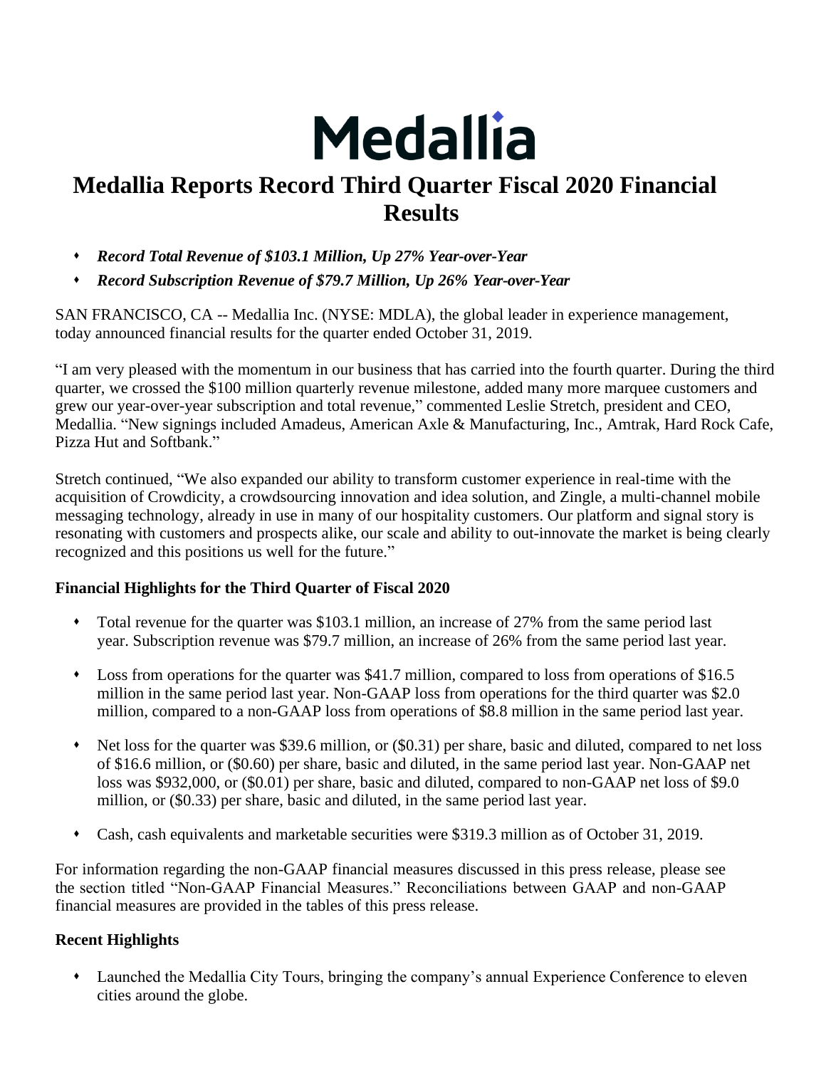# Medallia

# Medallia Reports Record Third Quarter Fiscal 2020 Financial Results

- ***Record Total Revenue of $103.1 Million, Up 27% Year-over-Year***
- ***Record Subscription Revenue of $79.7 Million, Up 26% Year-over-Year***

SAN FRANCISCO, CA -- Medallia Inc. (NYSE: MDLA), the global leader in experience management, today announced financial results for the quarter ended October 31, 2019.

"I am very pleased with the momentum in our business that has carried into the fourth quarter. During the third quarter, we crossed the $100 million quarterly revenue milestone, added many more marquee customers and grew our year-over-year subscription and total revenue," commented Leslie Stretch, president and CEO, Medallia. "New signings included Amadeus, American Axle & Manufacturing, Inc., Amtrak, Hard Rock Cafe, Pizza Hut and Softbank."

Stretch continued, "We also expanded our ability to transform customer experience in real-time with the acquisition of Crowdicity, a crowdsourcing innovation and idea solution, and Zingle, a multi-channel mobile messaging technology, already in use in many of our hospitality customers. Our platform and signal story is resonating with customers and prospects alike, our scale and ability to out-innovate the market is being clearly recognized and this positions us well for the future."

### Financial Highlights for the Third Quarter of Fiscal 2020

- Total revenue for the quarter was $103.1 million, an increase of 27% from the same period last year. Subscription revenue was $79.7 million, an increase of 26% from the same period last year.
- Loss from operations for the quarter was $41.7 million, compared to loss from operations of $16.5 million in the same period last year. Non-GAAP loss from operations for the third quarter was $2.0 million, compared to a non-GAAP loss from operations of $8.8 million in the same period last year.
- Net loss for the quarter was $39.6 million, or ($0.31) per share, basic and diluted, compared to net loss of $16.6 million, or ($0.60) per share, basic and diluted, in the same period last year. Non-GAAP net loss was $932,000, or ($0.01) per share, basic and diluted, compared to non-GAAP net loss of $9.0 million, or ($0.33) per share, basic and diluted, in the same period last year.
- Cash, cash equivalents and marketable securities were $319.3 million as of October 31, 2019.

For information regarding the non-GAAP financial measures discussed in this press release, please see the section titled "Non-GAAP Financial Measures." Reconciliations between GAAP and non-GAAP financial measures are provided in the tables of this press release.

### Recent Highlights

- Launched the Medallia City Tours, bringing the company's annual Experience Conference to eleven cities around the globe.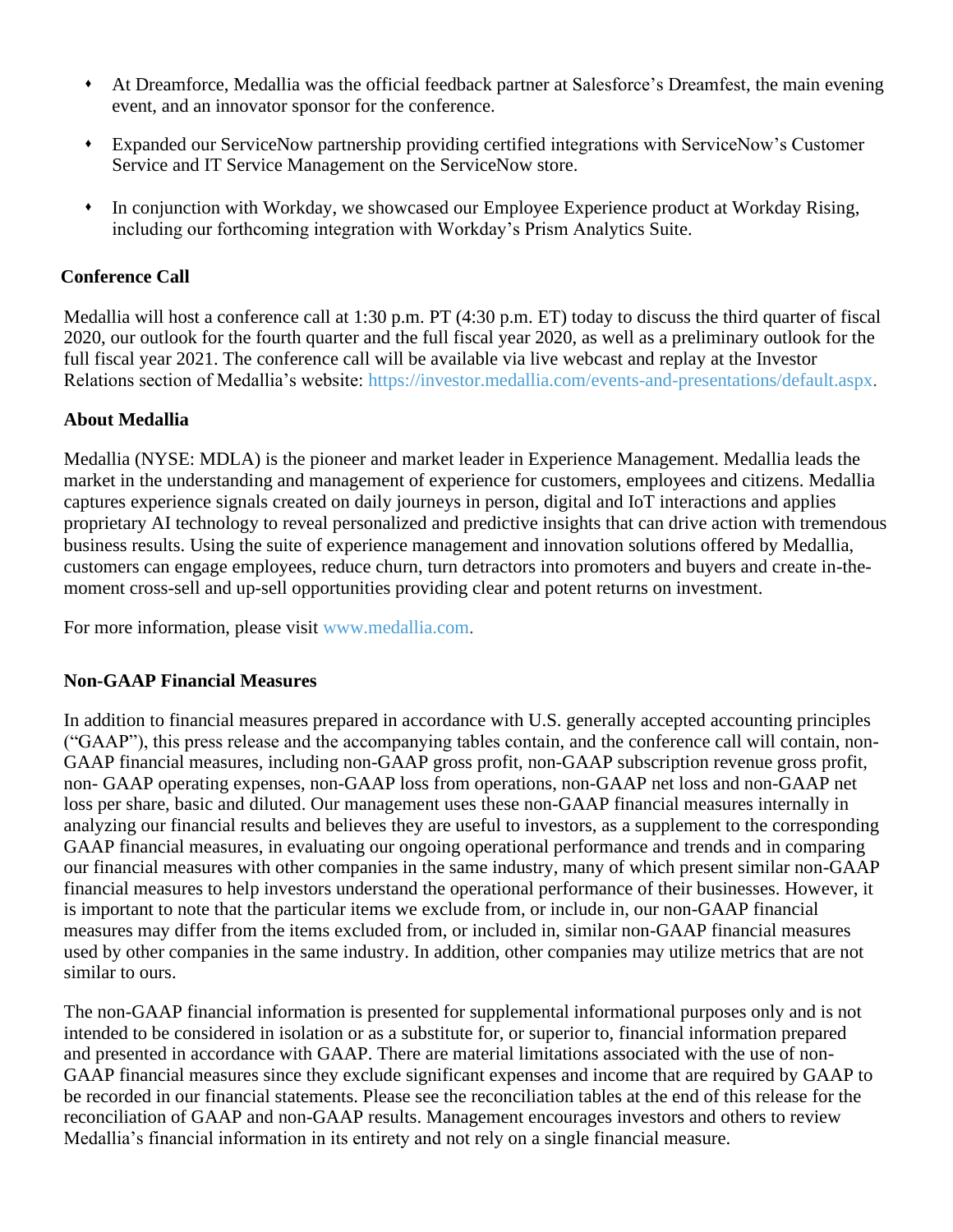- At Dreamforce, Medallia was the official feedback partner at Salesforce's Dreamfest, the main evening event, and an innovator sponsor for the conference.
- Expanded our ServiceNow partnership providing certified integrations with ServiceNow's Customer Service and IT Service Management on the ServiceNow store.
- In conjunction with Workday, we showcased our Employee Experience product at Workday Rising, including our forthcoming integration with Workday's Prism Analytics Suite.

**Conference Call**

Medallia will host a conference call at 1:30 p.m. PT (4:30 p.m. ET) today to discuss the third quarter of fiscal 2020, our outlook for the fourth quarter and the full fiscal year 2020, as well as a preliminary outlook for the full fiscal year 2021. The conference call will be available via live webcast and replay at the Investor Relations section of Medallia's website: https://investor.medallia.com/events-and-presentations/default.aspx.

**About Medallia**

Medallia (NYSE: MDLA) is the pioneer and market leader in Experience Management. Medallia leads the market in the understanding and management of experience for customers, employees and citizens. Medallia captures experience signals created on daily journeys in person, digital and IoT interactions and applies proprietary AI technology to reveal personalized and predictive insights that can drive action with tremendous business results. Using the suite of experience management and innovation solutions offered by Medallia, customers can engage employees, reduce churn, turn detractors into promoters and buyers and create in-the-moment cross-sell and up-sell opportunities providing clear and potent returns on investment.

For more information, please visit www.medallia.com.

**Non-GAAP Financial Measures**

In addition to financial measures prepared in accordance with U.S. generally accepted accounting principles ("GAAP"), this press release and the accompanying tables contain, and the conference call will contain, non-GAAP financial measures, including non-GAAP gross profit, non-GAAP subscription revenue gross profit, non- GAAP operating expenses, non-GAAP loss from operations, non-GAAP net loss and non-GAAP net loss per share, basic and diluted. Our management uses these non-GAAP financial measures internally in analyzing our financial results and believes they are useful to investors, as a supplement to the corresponding GAAP financial measures, in evaluating our ongoing operational performance and trends and in comparing our financial measures with other companies in the same industry, many of which present similar non-GAAP financial measures to help investors understand the operational performance of their businesses. However, it is important to note that the particular items we exclude from, or include in, our non-GAAP financial measures may differ from the items excluded from, or included in, similar non-GAAP financial measures used by other companies in the same industry. In addition, other companies may utilize metrics that are not similar to ours.

The non-GAAP financial information is presented for supplemental informational purposes only and is not intended to be considered in isolation or as a substitute for, or superior to, financial information prepared and presented in accordance with GAAP. There are material limitations associated with the use of non-GAAP financial measures since they exclude significant expenses and income that are required by GAAP to be recorded in our financial statements. Please see the reconciliation tables at the end of this release for the reconciliation of GAAP and non-GAAP results. Management encourages investors and others to review Medallia's financial information in its entirety and not rely on a single financial measure.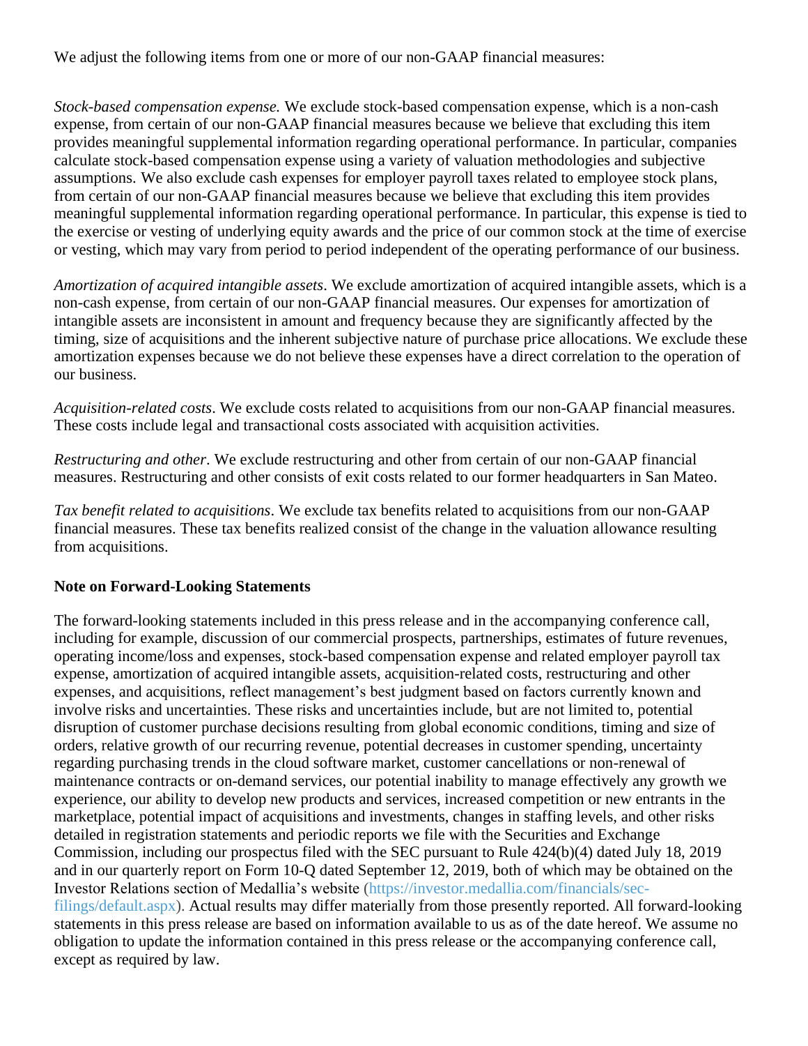We adjust the following items from one or more of our non-GAAP financial measures:

*Stock-based compensation expense.* We exclude stock-based compensation expense, which is a non-cash expense, from certain of our non-GAAP financial measures because we believe that excluding this item provides meaningful supplemental information regarding operational performance. In particular, companies calculate stock-based compensation expense using a variety of valuation methodologies and subjective assumptions. We also exclude cash expenses for employer payroll taxes related to employee stock plans, from certain of our non-GAAP financial measures because we believe that excluding this item provides meaningful supplemental information regarding operational performance. In particular, this expense is tied to the exercise or vesting of underlying equity awards and the price of our common stock at the time of exercise or vesting, which may vary from period to period independent of the operating performance of our business.

*Amortization of acquired intangible assets*. We exclude amortization of acquired intangible assets, which is a non-cash expense, from certain of our non-GAAP financial measures. Our expenses for amortization of intangible assets are inconsistent in amount and frequency because they are significantly affected by the timing, size of acquisitions and the inherent subjective nature of purchase price allocations. We exclude these amortization expenses because we do not believe these expenses have a direct correlation to the operation of our business.

*Acquisition-related costs*. We exclude costs related to acquisitions from our non-GAAP financial measures. These costs include legal and transactional costs associated with acquisition activities.

*Restructuring and other*. We exclude restructuring and other from certain of our non-GAAP financial measures. Restructuring and other consists of exit costs related to our former headquarters in San Mateo.

*Tax benefit related to acquisitions*. We exclude tax benefits related to acquisitions from our non-GAAP financial measures. These tax benefits realized consist of the change in the valuation allowance resulting from acquisitions.

**Note on Forward-Looking Statements**

The forward-looking statements included in this press release and in the accompanying conference call, including for example, discussion of our commercial prospects, partnerships, estimates of future revenues, operating income/loss and expenses, stock-based compensation expense and related employer payroll tax expense, amortization of acquired intangible assets, acquisition-related costs, restructuring and other expenses, and acquisitions, reflect management's best judgment based on factors currently known and involve risks and uncertainties. These risks and uncertainties include, but are not limited to, potential disruption of customer purchase decisions resulting from global economic conditions, timing and size of orders, relative growth of our recurring revenue, potential decreases in customer spending, uncertainty regarding purchasing trends in the cloud software market, customer cancellations or non-renewal of maintenance contracts or on-demand services, our potential inability to manage effectively any growth we experience, our ability to develop new products and services, increased competition or new entrants in the marketplace, potential impact of acquisitions and investments, changes in staffing levels, and other risks detailed in registration statements and periodic reports we file with the Securities and Exchange Commission, including our prospectus filed with the SEC pursuant to Rule 424(b)(4) dated July 18, 2019 and in our quarterly report on Form 10-Q dated September 12, 2019, both of which may be obtained on the Investor Relations section of Medallia's website (https://investor.medallia.com/financials/sec-filings/default.aspx). Actual results may differ materially from those presently reported. All forward-looking statements in this press release are based on information available to us as of the date hereof. We assume no obligation to update the information contained in this press release or the accompanying conference call, except as required by law.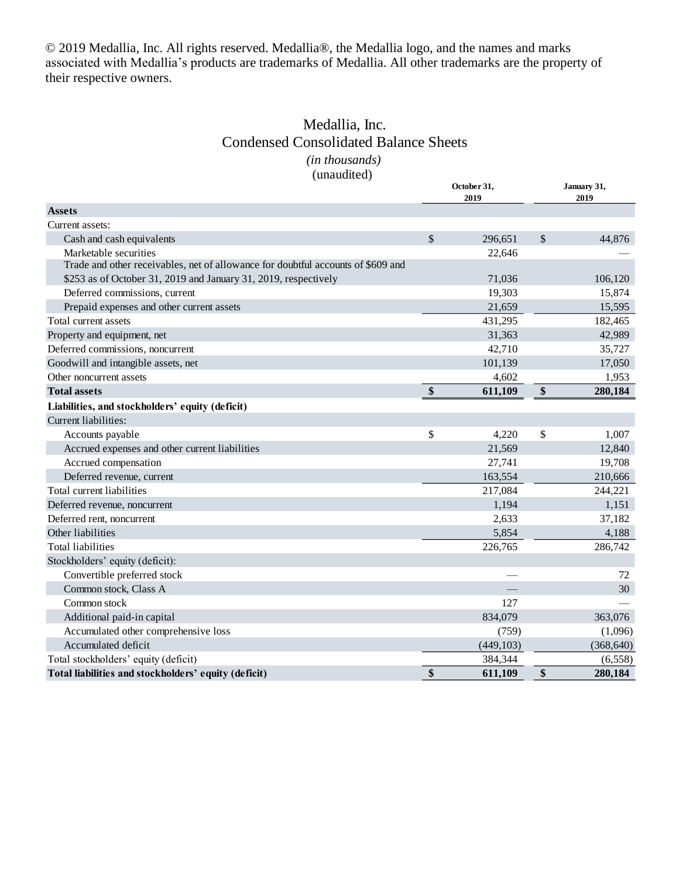© 2019 Medallia, Inc. All rights reserved. Medallia®, the Medallia logo, and the names and marks associated with Medallia's products are trademarks of Medallia. All other trademarks are the property of their respective owners.

# Medallia, Inc.
## Condensed Consolidated Balance Sheets
*(in thousands)*
(unaudited)

| | October 31, 2019 | January 31, 2019 |
|---|---|---|
| **Assets** | | |
| Current assets: | | |
| Cash and cash equivalents | $ 296,651 | $ 44,876 |
| Marketable securities | 22,646 | — |
| Trade and other receivables, net of allowance for doubtful accounts of $609 and $253 as of October 31, 2019 and January 31, 2019, respectively | 71,036 | 106,120 |
| Deferred commissions, current | 19,303 | 15,874 |
| Prepaid expenses and other current assets | 21,659 | 15,595 |
| Total current assets | 431,295 | 182,465 |
| Property and equipment, net | 31,363 | 42,989 |
| Deferred commissions, noncurrent | 42,710 | 35,727 |
| Goodwill and intangible assets, net | 101,139 | 17,050 |
| Other noncurrent assets | 4,602 | 1,953 |
| **Total assets** | **$ 611,109** | **$ 280,184** |
| **Liabilities, and stockholders' equity (deficit)** | | |
| Current liabilities: | | |
| Accounts payable | $ 4,220 | $ 1,007 |
| Accrued expenses and other current liabilities | 21,569 | 12,840 |
| Accrued compensation | 27,741 | 19,708 |
| Deferred revenue, current | 163,554 | 210,666 |
| Total current liabilities | 217,084 | 244,221 |
| Deferred revenue, noncurrent | 1,194 | 1,151 |
| Deferred rent, noncurrent | 2,633 | 37,182 |
| Other liabilities | 5,854 | 4,188 |
| Total liabilities | 226,765 | 286,742 |
| Stockholders' equity (deficit): | | |
| Convertible preferred stock | — | 72 |
| Common stock, Class A | — | 30 |
| Common stock | 127 | — |
| Additional paid-in capital | 834,079 | 363,076 |
| Accumulated other comprehensive loss | (759) | (1,096) |
| Accumulated deficit | (449,103) | (368,640) |
| Total stockholders' equity (deficit) | 384,344 | (6,558) |
| **Total liabilities and stockholders' equity (deficit)** | **$ 611,109** | **$ 280,184** |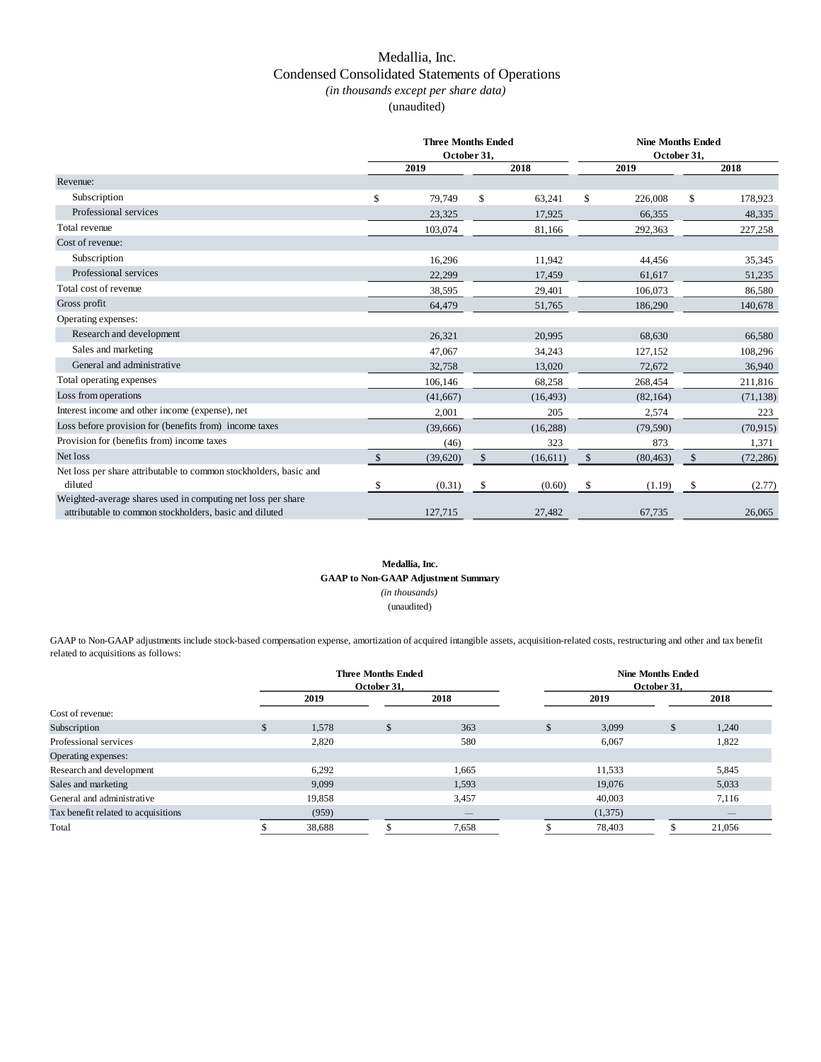# Medallia, Inc.

## Condensed Consolidated Statements of Operations

*(in thousands except per share data)*

(unaudited)

| | Three Months Ended October 31, | | Nine Months Ended October 31, | |
|---|---|---|---|---|
| | 2019 | 2018 | 2019 | 2018 |
| Revenue: | | | | |
| Subscription | $ 79,749 | $ 63,241 | $ 226,008 | $ 178,923 |
| Professional services | 23,325 | 17,925 | 66,355 | 48,335 |
| Total revenue | 103,074 | 81,166 | 292,363 | 227,258 |
| Cost of revenue: | | | | |
| Subscription | 16,296 | 11,942 | 44,456 | 35,345 |
| Professional services | 22,299 | 17,459 | 61,617 | 51,235 |
| Total cost of revenue | 38,595 | 29,401 | 106,073 | 86,580 |
| Gross profit | 64,479 | 51,765 | 186,290 | 140,678 |
| Operating expenses: | | | | |
| Research and development | 26,321 | 20,995 | 68,630 | 66,580 |
| Sales and marketing | 47,067 | 34,243 | 127,152 | 108,296 |
| General and administrative | 32,758 | 13,020 | 72,672 | 36,940 |
| Total operating expenses | 106,146 | 68,258 | 268,454 | 211,816 |
| Loss from operations | (41,667) | (16,493) | (82,164) | (71,138) |
| Interest income and other income (expense), net | 2,001 | 205 | 2,574 | 223 |
| Loss before provision for (benefits from) income taxes | (39,666) | (16,288) | (79,590) | (70,915) |
| Provision for (benefits from) income taxes | (46) | 323 | 873 | 1,371 |
| Net loss | $ (39,620) | $ (16,611) | $ (80,463) | $ (72,286) |
| Net loss per share attributable to common stockholders, basic and diluted | $ (0.31) | $ (0.60) | $ (1.19) | $ (2.77) |
| Weighted-average shares used in computing net loss per share attributable to common stockholders, basic and diluted | 127,715 | 27,482 | 67,735 | 26,065 |

**Medallia, Inc.**

**GAAP to Non-GAAP Adjustment Summary**

*(in thousands)*

(unaudited)

GAAP to Non-GAAP adjustments include stock-based compensation expense, amortization of acquired intangible assets, acquisition-related costs, restructuring and other and tax benefit related to acquisitions as follows:

| | Three Months Ended October 31, | | Nine Months Ended October 31, | |
|---|---|---|---|---|
| | 2019 | 2018 | 2019 | 2018 |
| Cost of revenue: | | | | |
| Subscription | $ 1,578 | $ 363 | $ 3,099 | $ 1,240 |
| Professional services | 2,820 | 580 | 6,067 | 1,822 |
| Operating expenses: | | | | |
| Research and development | 6,292 | 1,665 | 11,533 | 5,845 |
| Sales and marketing | 9,099 | 1,593 | 19,076 | 5,033 |
| General and administrative | 19,858 | 3,457 | 40,003 | 7,116 |
| Tax benefit related to acquisitions | (959) | — | (1,375) | — |
| Total | $ 38,688 | $ 7,658 | $ 78,403 | $ 21,056 |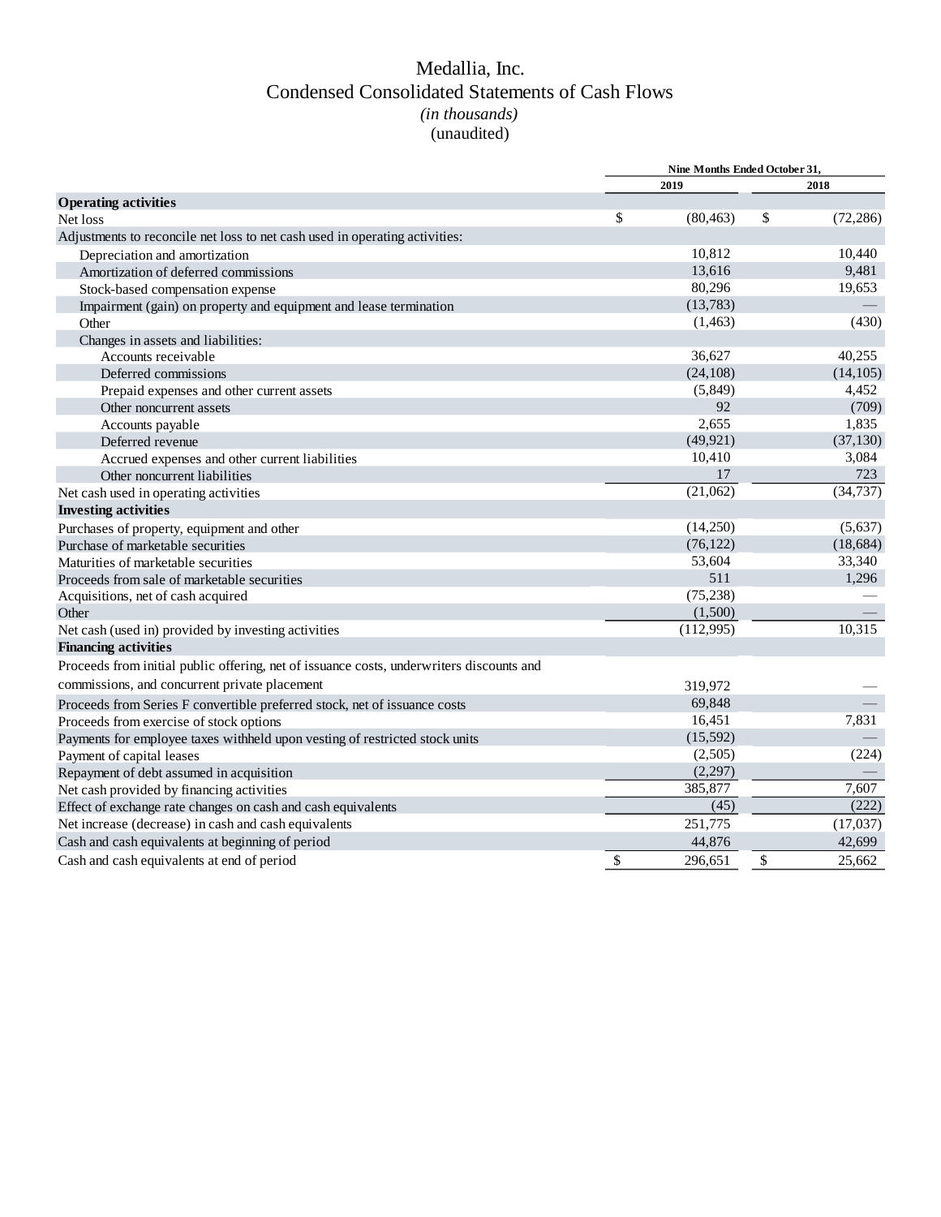# Medallia, Inc.

## Condensed Consolidated Statements of Cash Flows

*(in thousands)*

(unaudited)

| | Nine Months Ended October 31, | |
|---|---|---|
| | 2019 | 2018 |
| **Operating activities** | | |
| Net loss | $ (80,463) | $ (72,286) |
| Adjustments to reconcile net loss to net cash used in operating activities: | | |
| Depreciation and amortization | 10,812 | 10,440 |
| Amortization of deferred commissions | 13,616 | 9,481 |
| Stock-based compensation expense | 80,296 | 19,653 |
| Impairment (gain) on property and equipment and lease termination | (13,783) | — |
| Other | (1,463) | (430) |
| Changes in assets and liabilities: | | |
| Accounts receivable | 36,627 | 40,255 |
| Deferred commissions | (24,108) | (14,105) |
| Prepaid expenses and other current assets | (5,849) | 4,452 |
| Other noncurrent assets | 92 | (709) |
| Accounts payable | 2,655 | 1,835 |
| Deferred revenue | (49,921) | (37,130) |
| Accrued expenses and other current liabilities | 10,410 | 3,084 |
| Other noncurrent liabilities | 17 | 723 |
| Net cash used in operating activities | (21,062) | (34,737) |
| **Investing activities** | | |
| Purchases of property, equipment and other | (14,250) | (5,637) |
| Purchase of marketable securities | (76,122) | (18,684) |
| Maturities of marketable securities | 53,604 | 33,340 |
| Proceeds from sale of marketable securities | 511 | 1,296 |
| Acquisitions, net of cash acquired | (75,238) | — |
| Other | (1,500) | — |
| Net cash (used in) provided by investing activities | (112,995) | 10,315 |
| **Financing activities** | | |
| Proceeds from initial public offering, net of issuance costs, underwriters discounts and commissions, and concurrent private placement | 319,972 | — |
| Proceeds from Series F convertible preferred stock, net of issuance costs | 69,848 | — |
| Proceeds from exercise of stock options | 16,451 | 7,831 |
| Payments for employee taxes withheld upon vesting of restricted stock units | (15,592) | — |
| Payment of capital leases | (2,505) | (224) |
| Repayment of debt assumed in acquisition | (2,297) | — |
| Net cash provided by financing activities | 385,877 | 7,607 |
| Effect of exchange rate changes on cash and cash equivalents | (45) | (222) |
| Net increase (decrease) in cash and cash equivalents | 251,775 | (17,037) |
| Cash and cash equivalents at beginning of period | 44,876 | 42,699 |
| Cash and cash equivalents at end of period | $ 296,651 | $ 25,662 |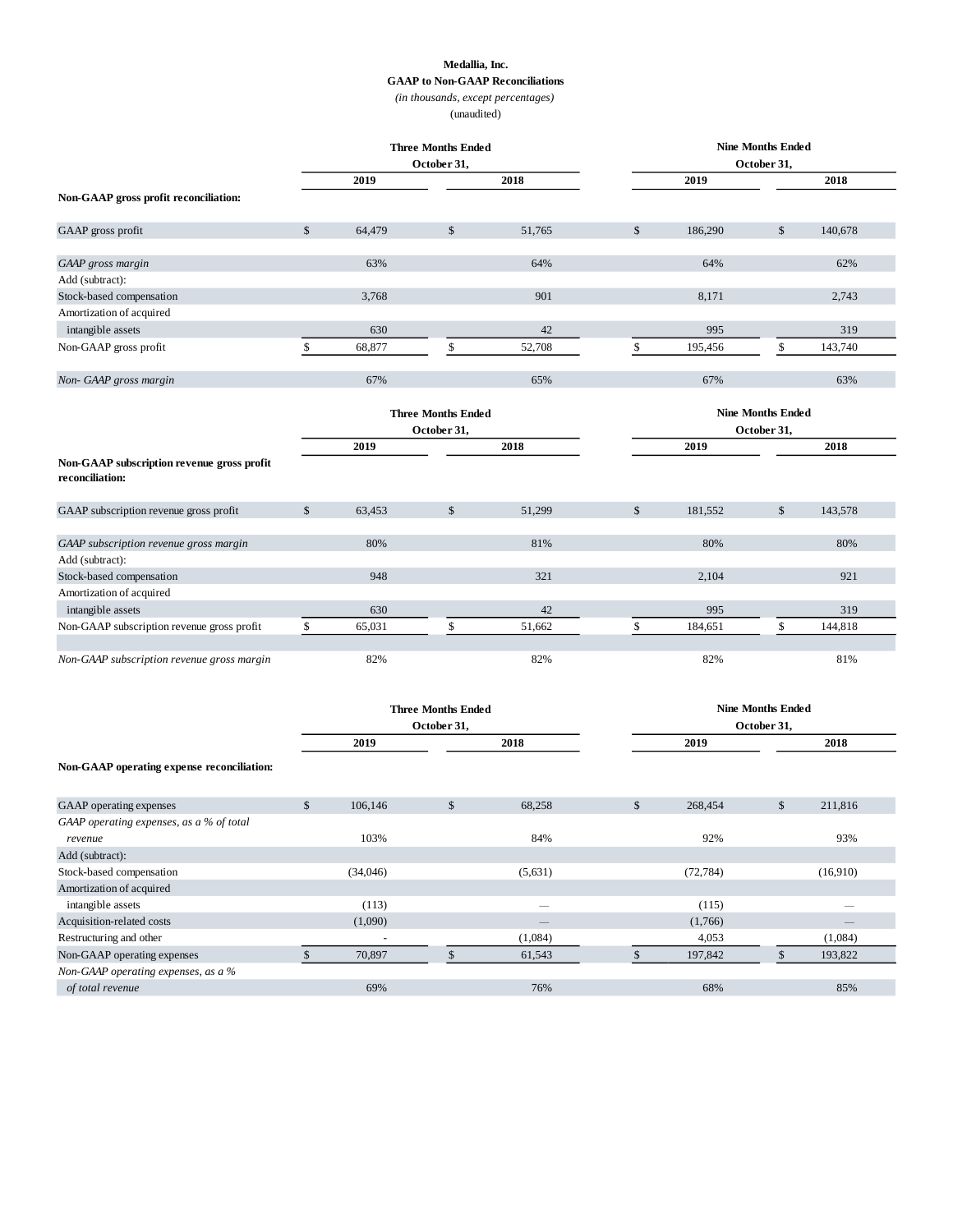**Medallia, Inc.**
**GAAP to Non-GAAP Reconciliations**
*(in thousands, except percentages)*
(unaudited)

| | Three Months Ended October 31, | | Nine Months Ended October 31, | |
|---|---|---|---|---|
| | 2019 | 2018 | 2019 | 2018 |
| **Non-GAAP gross profit reconciliation:** | | | | |
| GAAP gross profit | $ 64,479 | $ 51,765 | $ 186,290 | $ 140,678 |
| *GAAP gross margin* | 63% | 64% | 64% | 62% |
| Add (subtract): | | | | |
| Stock-based compensation | 3,768 | 901 | 8,171 | 2,743 |
| Amortization of acquired intangible assets | 630 | 42 | 995 | 319 |
| Non-GAAP gross profit | $ 68,877 | $ 52,708 | $ 195,456 | $ 143,740 |
| *Non- GAAP gross margin* | 67% | 65% | 67% | 63% |

| | Three Months Ended October 31, | | Nine Months Ended October 31, | |
|---|---|---|---|---|
| | 2019 | 2018 | 2019 | 2018 |
| **Non-GAAP subscription revenue gross profit reconciliation:** | | | | |
| GAAP subscription revenue gross profit | $ 63,453 | $ 51,299 | $ 181,552 | $ 143,578 |
| *GAAP subscription revenue gross margin* | 80% | 81% | 80% | 80% |
| Add (subtract): | | | | |
| Stock-based compensation | 948 | 321 | 2,104 | 921 |
| Amortization of acquired intangible assets | 630 | 42 | 995 | 319 |
| Non-GAAP subscription revenue gross profit | $ 65,031 | $ 51,662 | $ 184,651 | $ 144,818 |
| *Non-GAAP subscription revenue gross margin* | 82% | 82% | 82% | 81% |

| | Three Months Ended October 31, | | Nine Months Ended October 31, | |
|---|---|---|---|---|
| | 2019 | 2018 | 2019 | 2018 |
| **Non-GAAP operating expense reconciliation:** | | | | |
| GAAP operating expenses | $ 106,146 | $ 68,258 | $ 268,454 | $ 211,816 |
| *GAAP operating expenses, as a % of total revenue* | 103% | 84% | 92% | 93% |
| Add (subtract): | | | | |
| Stock-based compensation | (34,046) | (5,631) | (72,784) | (16,910) |
| Amortization of acquired intangible assets | (113) | — | (115) | — |
| Acquisition-related costs | (1,090) | — | (1,766) | — |
| Restructuring and other | - | (1,084) | 4,053 | (1,084) |
| Non-GAAP operating expenses | $ 70,897 | $ 61,543 | $ 197,842 | $ 193,822 |
| *Non-GAAP operating expenses, as a % of total revenue* | 69% | 76% | 68% | 85% |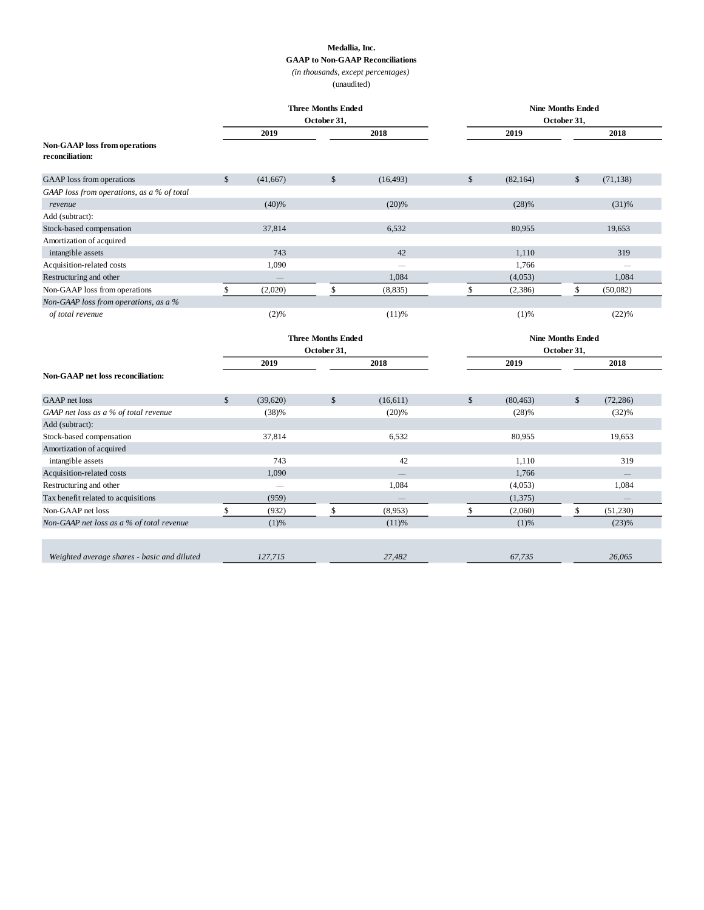**Medallia, Inc.**
**GAAP to Non-GAAP Reconciliations**
*(in thousands, except percentages)*
(unaudited)

| | Three Months Ended October 31, | | Nine Months Ended October 31, | |
|---|---|---|---|---|
| | 2019 | 2018 | 2019 | 2018 |
| **Non-GAAP loss from operations reconciliation:** | | | | |
| GAAP loss from operations | $ (41,667) | $ (16,493) | $ (82,164) | $ (71,138) |
| *GAAP loss from operations, as a % of total revenue* | (40)% | (20)% | (28)% | (31)% |
| Add (subtract): | | | | |
| Stock-based compensation | 37,814 | 6,532 | 80,955 | 19,653 |
| Amortization of acquired intangible assets | 743 | 42 | 1,110 | 319 |
| Acquisition-related costs | 1,090 | — | 1,766 | — |
| Restructuring and other | — | 1,084 | (4,053) | 1,084 |
| Non-GAAP loss from operations | $ (2,020) | $ (8,835) | $ (2,386) | $ (50,082) |
| *Non-GAAP loss from operations, as a % of total revenue* | (2)% | (11)% | (1)% | (22)% |

| | Three Months Ended October 31, | | Nine Months Ended October 31, | |
|---|---|---|---|---|
| | 2019 | 2018 | 2019 | 2018 |
| **Non-GAAP net loss reconciliation:** | | | | |
| GAAP net loss | $ (39,620) | $ (16,611) | $ (80,463) | $ (72,286) |
| *GAAP net loss as a % of total revenue* | (38)% | (20)% | (28)% | (32)% |
| Add (subtract): | | | | |
| Stock-based compensation | 37,814 | 6,532 | 80,955 | 19,653 |
| Amortization of acquired intangible assets | 743 | 42 | 1,110 | 319 |
| Acquisition-related costs | 1,090 | — | 1,766 | — |
| Restructuring and other | — | 1,084 | (4,053) | 1,084 |
| Tax benefit related to acquisitions | (959) | — | (1,375) | — |
| Non-GAAP net loss | $ (932) | $ (8,953) | $ (2,060) | $ (51,230) |
| *Non-GAAP net loss as a % of total revenue* | (1)% | (11)% | (1)% | (23)% |
| | | | | |
| *Weighted average shares - basic and diluted* | *127,715* | *27,482* | *67,735* | *26,065* |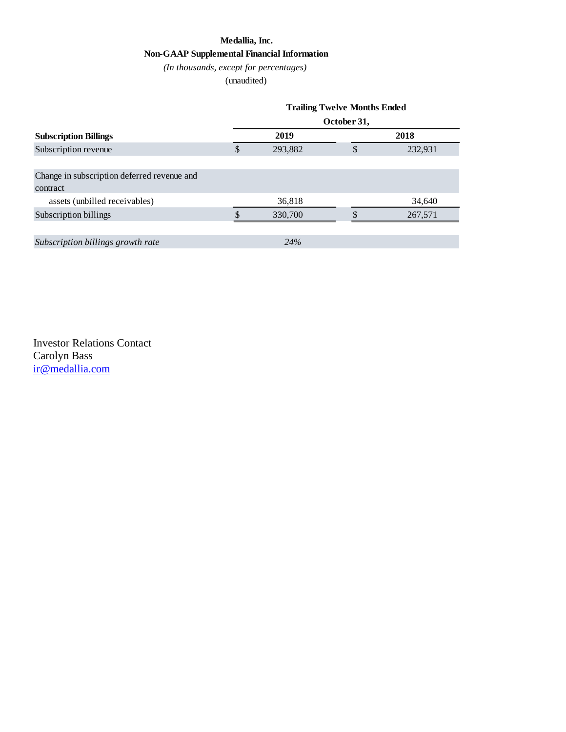**Medallia, Inc.**

**Non-GAAP Supplemental Financial Information**

*(In thousands, except for percentages)*

(unaudited)

| | Trailing Twelve Months Ended October 31, | |
|---|---|---|
| **Subscription Billings** | **2019** | **2018** |
| Subscription revenue | $ 293,882 | $ 232,931 |
| Change in subscription deferred revenue and contract assets (unbilled receivables) | 36,818 | 34,640 |
| Subscription billings | $ 330,700 | $ 267,571 |
| *Subscription billings growth rate* | *24%* | |

Investor Relations Contact
Carolyn Bass
ir@medallia.com